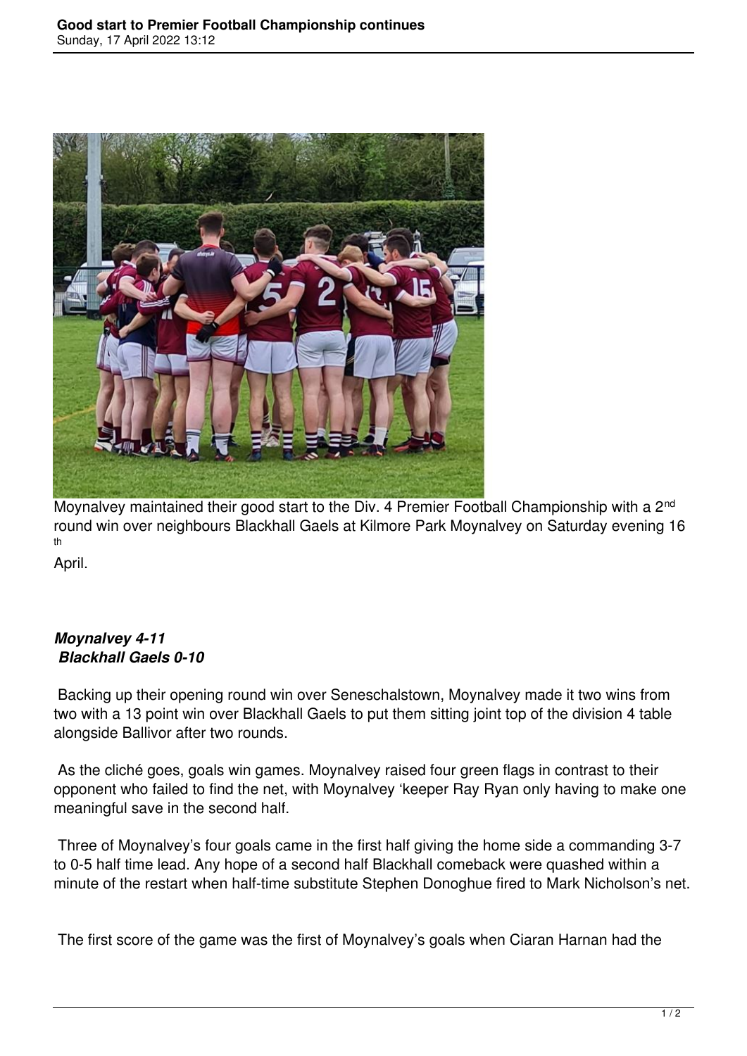Moynalvey maintained their good start to the Div. 4 Premier Football Championship with a 2nd round win over neighbours Blackhall Gaels at Kilmore Park Moynalvey on Saturday evening 16th April.

***Moynalvey 4-11***
***Blackhall Gaels 0-10***

Backing up their opening round win over Seneschalstown, Moynalvey made it two wins from two with a 13 point win over Blackhall Gaels to put them sitting joint top of the division 4 table alongside Ballivor after two rounds.

As the cliché goes, goals win games. Moynalvey raised four green flags in contrast to their opponent who failed to find the net, with Moynalvey 'keeper Ray Ryan only having to make one meaningful save in the second half.

Three of Moynalvey's four goals came in the first half giving the home side a commanding 3-7 to 0-5 half time lead. Any hope of a second half Blackhall comeback were quashed within a minute of the restart when half-time substitute Stephen Donoghue fired to Mark Nicholson's net.

The first score of the game was the first of Moynalvey's goals when Ciaran Harnan had the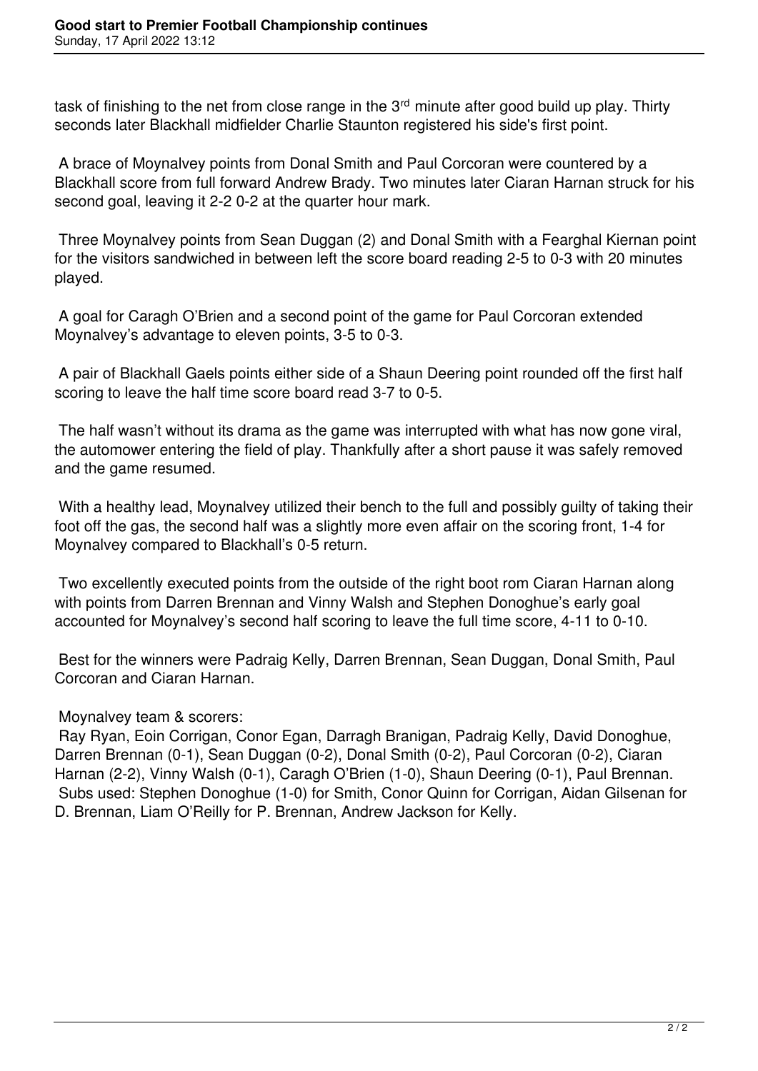task of finishing to the net from close range in the 3rd minute after good build up play. Thirty seconds later Blackhall midfielder Charlie Staunton registered his side's first point.

A brace of Moynalvey points from Donal Smith and Paul Corcoran were countered by a Blackhall score from full forward Andrew Brady. Two minutes later Ciaran Harnan struck for his second goal, leaving it 2-2 0-2 at the quarter hour mark.

Three Moynalvey points from Sean Duggan (2) and Donal Smith with a Fearghal Kiernan point for the visitors sandwiched in between left the score board reading 2-5 to 0-3 with 20 minutes played.

A goal for Caragh O'Brien and a second point of the game for Paul Corcoran extended Moynalvey's advantage to eleven points, 3-5 to 0-3.

A pair of Blackhall Gaels points either side of a Shaun Deering point rounded off the first half scoring to leave the half time score board read 3-7 to 0-5.

The half wasn't without its drama as the game was interrupted with what has now gone viral, the automower entering the field of play. Thankfully after a short pause it was safely removed and the game resumed.

With a healthy lead, Moynalvey utilized their bench to the full and possibly guilty of taking their foot off the gas, the second half was a slightly more even affair on the scoring front, 1-4 for Moynalvey compared to Blackhall's 0-5 return.

Two excellently executed points from the outside of the right boot rom Ciaran Harnan along with points from Darren Brennan and Vinny Walsh and Stephen Donoghue's early goal accounted for Moynalvey's second half scoring to leave the full time score, 4-11 to 0-10.

Best for the winners were Padraig Kelly, Darren Brennan, Sean Duggan, Donal Smith, Paul Corcoran and Ciaran Harnan.

Moynalvey team & scorers:

Ray Ryan, Eoin Corrigan, Conor Egan, Darragh Branigan, Padraig Kelly, David Donoghue, Darren Brennan (0-1), Sean Duggan (0-2), Donal Smith (0-2), Paul Corcoran (0-2), Ciaran Harnan (2-2), Vinny Walsh (0-1), Caragh O'Brien (1-0), Shaun Deering (0-1), Paul Brennan.
Subs used: Stephen Donoghue (1-0) for Smith, Conor Quinn for Corrigan, Aidan Gilsenan for D. Brennan, Liam O'Reilly for P. Brennan, Andrew Jackson for Kelly.